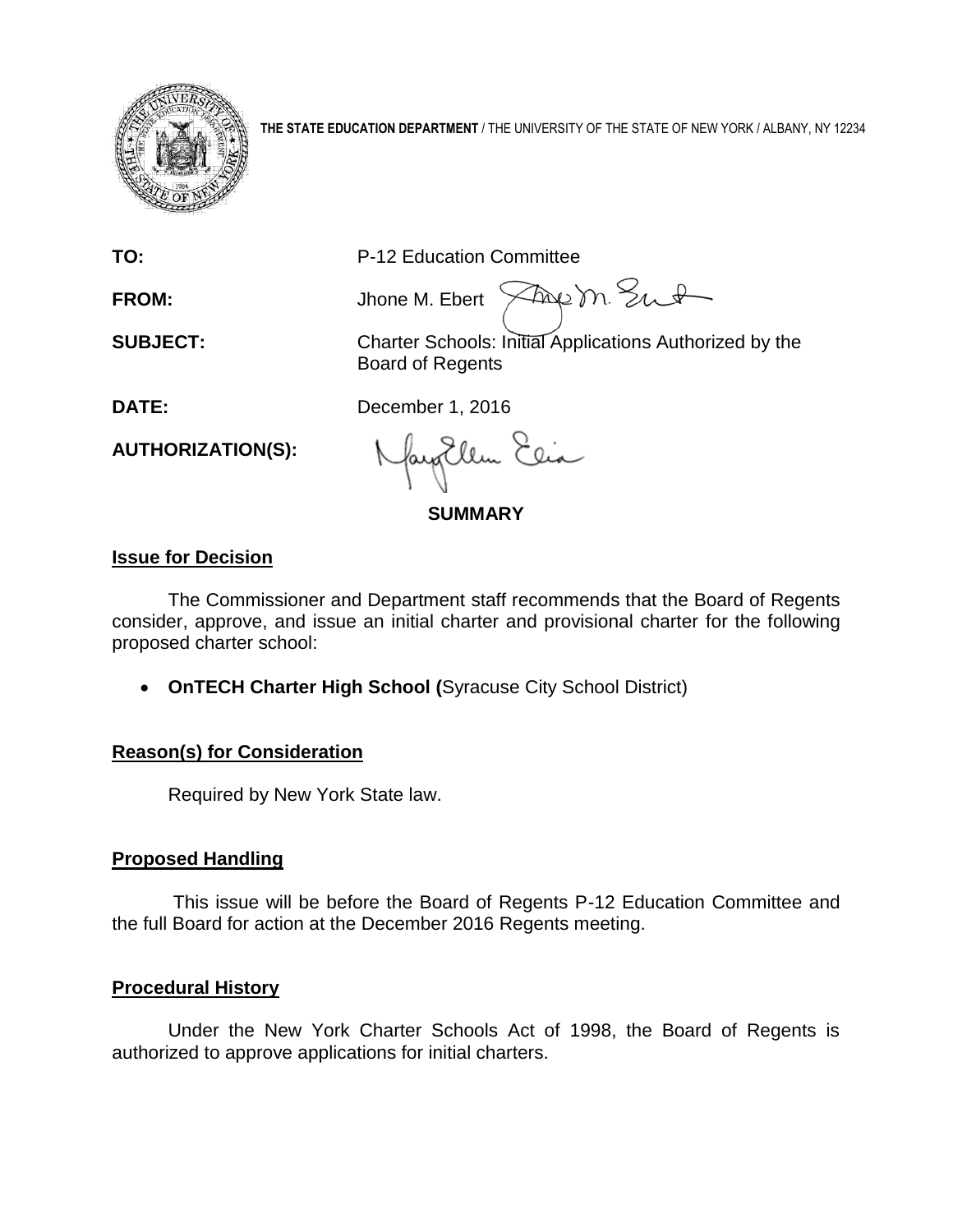**THE STATE EDUCATION DEPARTMENT** / THE UNIVERSITY OF THE STATE OF NEW YORK / ALBANY, NY 12234

**TO:** P-12 Education Committee

**FROM:** Jhone M. Ebert

**SUBJECT:** Charter Schools: Initial Applications Authorized by the Board of Regents

**DATE:** December 1, 2016

**AUTHORIZATION(S):**

## SUMMARY

### Issue for Decision

The Commissioner and Department staff recommends that the Board of Regents consider, approve, and issue an initial charter and provisional charter for the following proposed charter school:

- **OnTECH Charter High School (**Syracuse City School District)

### Reason(s) for Consideration

Required by New York State law.

### Proposed Handling

This issue will be before the Board of Regents P-12 Education Committee and the full Board for action at the December 2016 Regents meeting.

### Procedural History

Under the New York Charter Schools Act of 1998, the Board of Regents is authorized to approve applications for initial charters.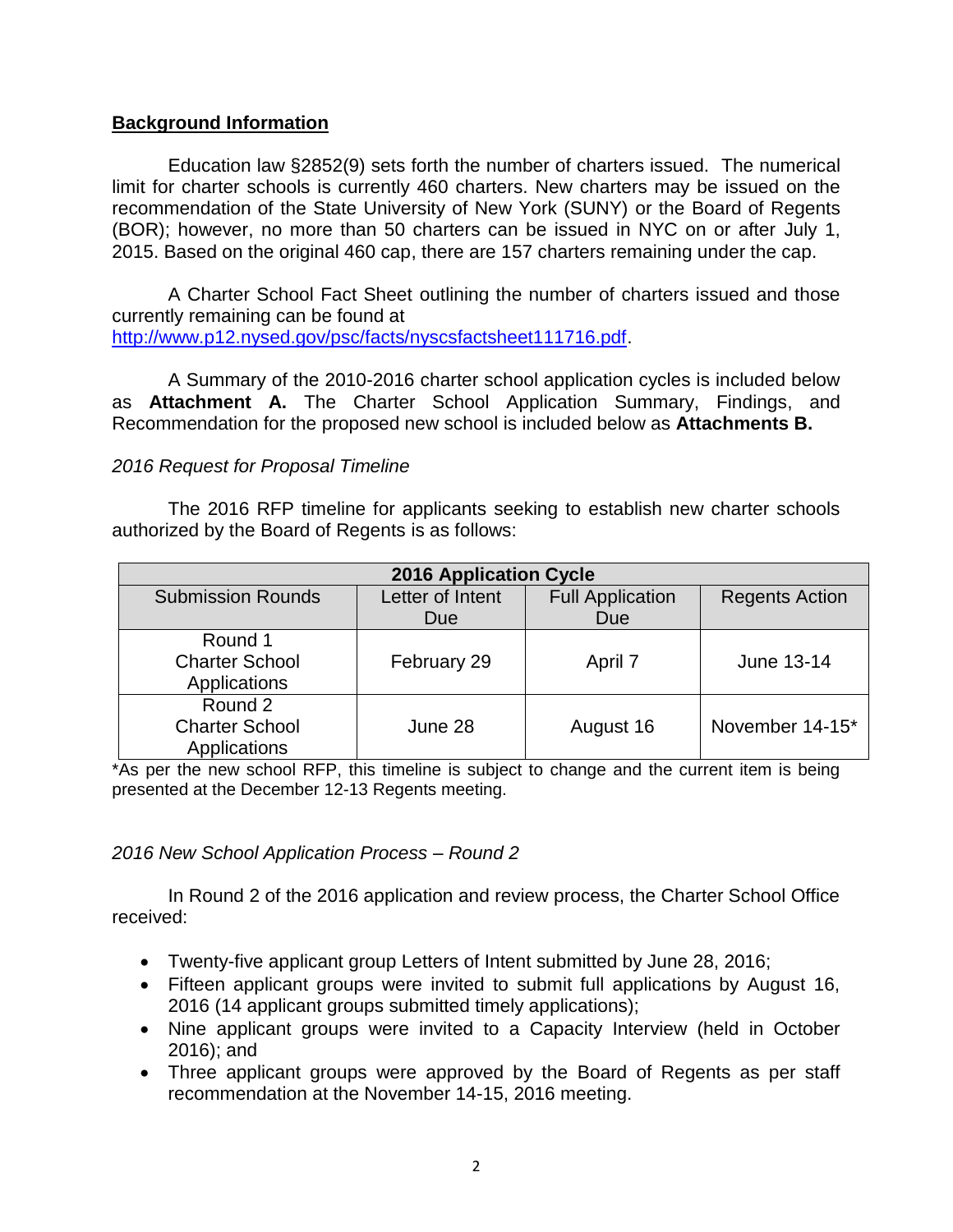## Background Information

Education law §2852(9) sets forth the number of charters issued. The numerical limit for charter schools is currently 460 charters. New charters may be issued on the recommendation of the State University of New York (SUNY) or the Board of Regents (BOR); however, no more than 50 charters can be issued in NYC on or after July 1, 2015. Based on the original 460 cap, there are 157 charters remaining under the cap.

A Charter School Fact Sheet outlining the number of charters issued and those currently remaining can be found at http://www.p12.nysed.gov/psc/facts/nyscsfactsheet111716.pdf.

A Summary of the 2010-2016 charter school application cycles is included below as **Attachment A.** The Charter School Application Summary, Findings, and Recommendation for the proposed new school is included below as **Attachments B.**

*2016 Request for Proposal Timeline*

The 2016 RFP timeline for applicants seeking to establish new charter schools authorized by the Board of Regents is as follows:

| **2016 Application Cycle** | | | |
|---|---|---|---|
| Submission Rounds | Letter of Intent Due | Full Application Due | Regents Action |
| Round 1 Charter School Applications | February 29 | April 7 | June 13-14 |
| Round 2 Charter School Applications | June 28 | August 16 | November 14-15* |

*As per the new school RFP, this timeline is subject to change and the current item is being presented at the December 12-13 Regents meeting.

*2016 New School Application Process – Round 2*

In Round 2 of the 2016 application and review process, the Charter School Office received:

- Twenty-five applicant group Letters of Intent submitted by June 28, 2016;
- Fifteen applicant groups were invited to submit full applications by August 16, 2016 (14 applicant groups submitted timely applications);
- Nine applicant groups were invited to a Capacity Interview (held in October 2016); and
- Three applicant groups were approved by the Board of Regents as per staff recommendation at the November 14-15, 2016 meeting.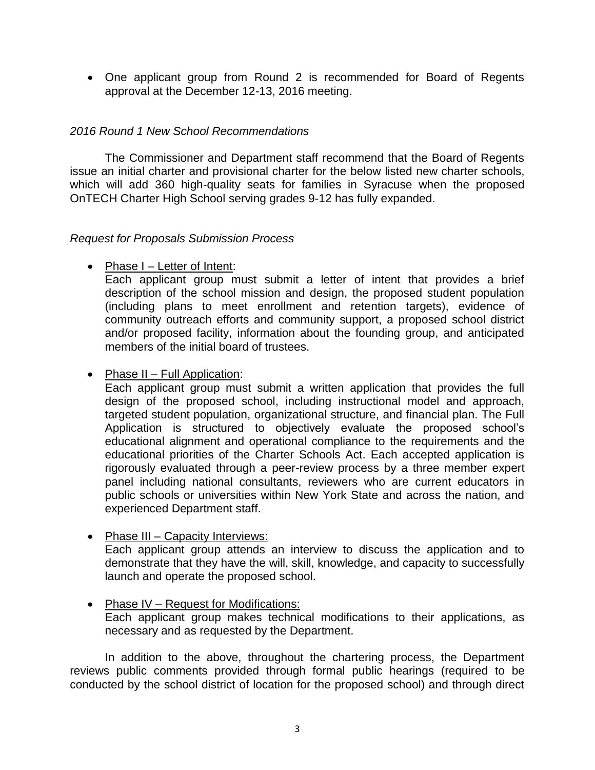- One applicant group from Round 2 is recommended for Board of Regents approval at the December 12-13, 2016 meeting.

*2016 Round 1 New School Recommendations*

The Commissioner and Department staff recommend that the Board of Regents issue an initial charter and provisional charter for the below listed new charter schools, which will add 360 high-quality seats for families in Syracuse when the proposed OnTECH Charter High School serving grades 9-12 has fully expanded.

*Request for Proposals Submission Process*

- Phase I – Letter of Intent:
  Each applicant group must submit a letter of intent that provides a brief description of the school mission and design, the proposed student population (including plans to meet enrollment and retention targets), evidence of community outreach efforts and community support, a proposed school district and/or proposed facility, information about the founding group, and anticipated members of the initial board of trustees.

- Phase II – Full Application:
  Each applicant group must submit a written application that provides the full design of the proposed school, including instructional model and approach, targeted student population, organizational structure, and financial plan. The Full Application is structured to objectively evaluate the proposed school's educational alignment and operational compliance to the requirements and the educational priorities of the Charter Schools Act. Each accepted application is rigorously evaluated through a peer-review process by a three member expert panel including national consultants, reviewers who are current educators in public schools or universities within New York State and across the nation, and experienced Department staff.

- Phase III – Capacity Interviews:
  Each applicant group attends an interview to discuss the application and to demonstrate that they have the will, skill, knowledge, and capacity to successfully launch and operate the proposed school.

- Phase IV – Request for Modifications:
  Each applicant group makes technical modifications to their applications, as necessary and as requested by the Department.

In addition to the above, throughout the chartering process, the Department reviews public comments provided through formal public hearings (required to be conducted by the school district of location for the proposed school) and through direct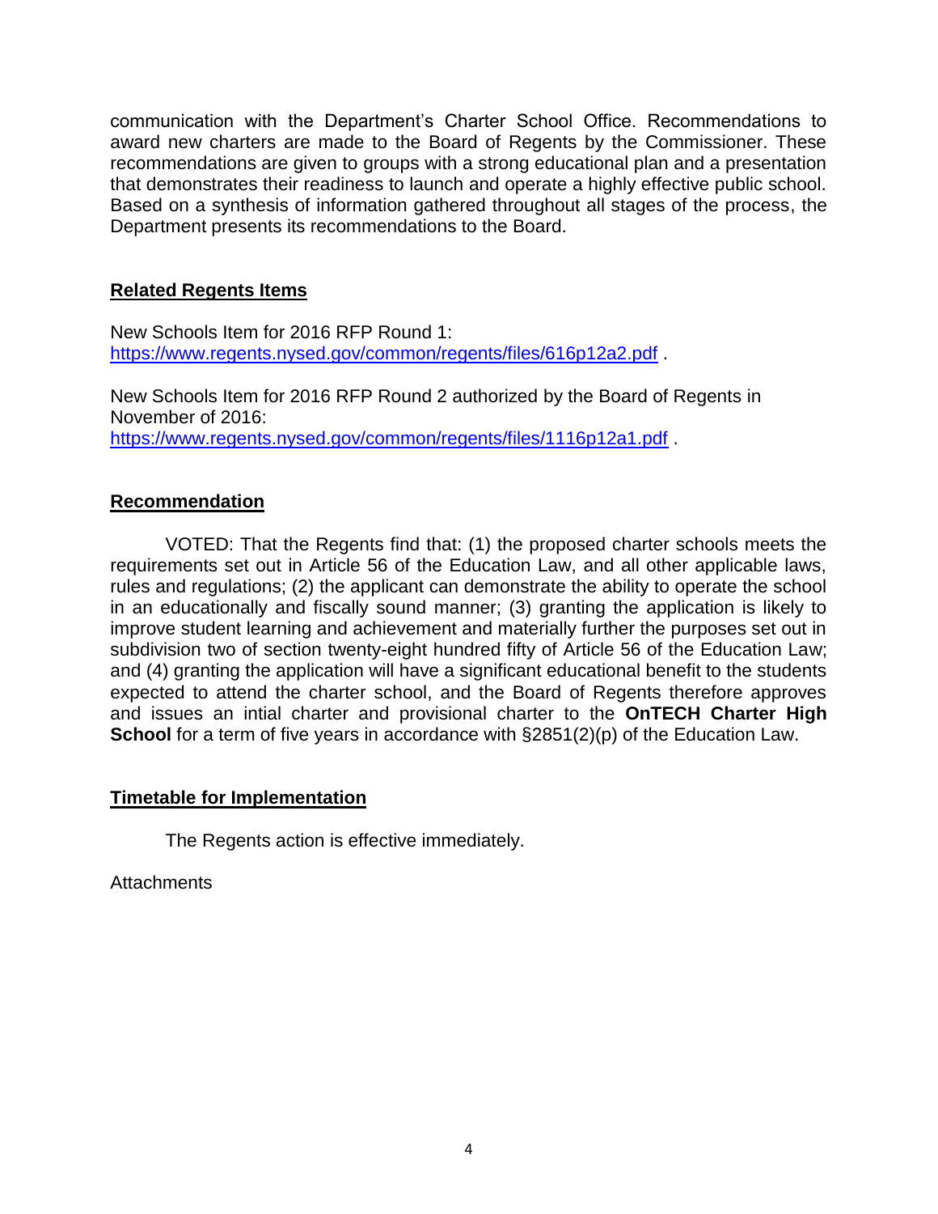communication with the Department's Charter School Office. Recommendations to award new charters are made to the Board of Regents by the Commissioner. These recommendations are given to groups with a strong educational plan and a presentation that demonstrates their readiness to launch and operate a highly effective public school. Based on a synthesis of information gathered throughout all stages of the process, the Department presents its recommendations to the Board.

## Related Regents Items

New Schools Item for 2016 RFP Round 1:
https://www.regents.nysed.gov/common/regents/files/616p12a2.pdf .

New Schools Item for 2016 RFP Round 2 authorized by the Board of Regents in November of 2016:
https://www.regents.nysed.gov/common/regents/files/1116p12a1.pdf .

## Recommendation

VOTED: That the Regents find that: (1) the proposed charter schools meets the requirements set out in Article 56 of the Education Law, and all other applicable laws, rules and regulations; (2) the applicant can demonstrate the ability to operate the school in an educationally and fiscally sound manner; (3) granting the application is likely to improve student learning and achievement and materially further the purposes set out in subdivision two of section twenty-eight hundred fifty of Article 56 of the Education Law; and (4) granting the application will have a significant educational benefit to the students expected to attend the charter school, and the Board of Regents therefore approves and issues an intial charter and provisional charter to the **OnTECH Charter High School** for a term of five years in accordance with §2851(2)(p) of the Education Law.

## Timetable for Implementation

The Regents action is effective immediately.

Attachments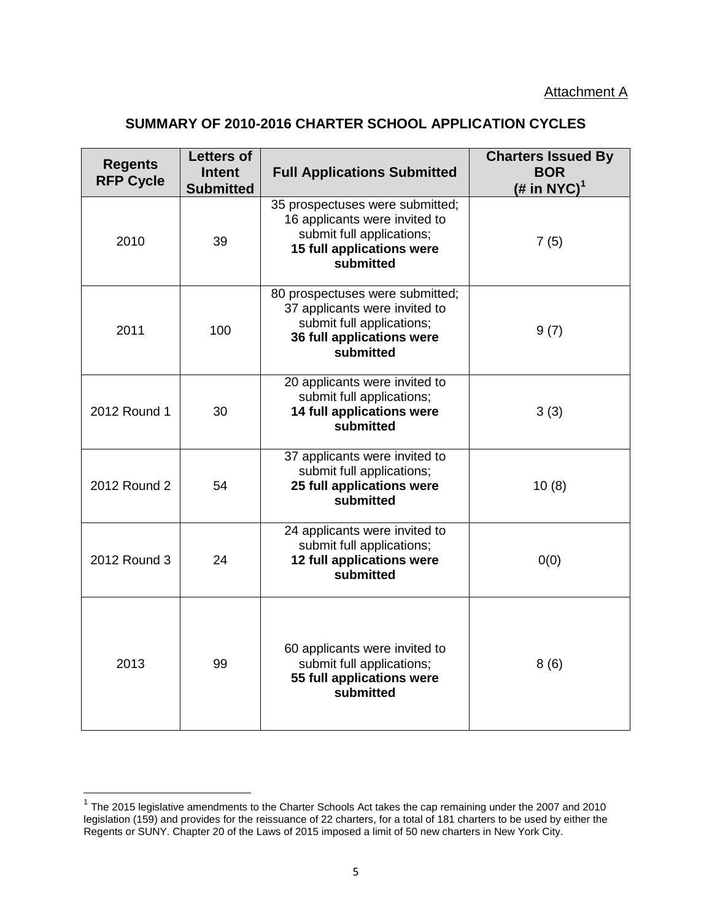Attachment A

## SUMMARY OF 2010-2016 CHARTER SCHOOL APPLICATION CYCLES

| Regents RFP Cycle | Letters of Intent Submitted | Full Applications Submitted | Charters Issued By BOR (# in NYC)[1] |
|---|---|---|---|
| 2010 | 39 | 35 prospectuses were submitted; 16 applicants were invited to submit full applications; **15 full applications were submitted** | 7 (5) |
| 2011 | 100 | 80 prospectuses were submitted; 37 applicants were invited to submit full applications; **36 full applications were submitted** | 9 (7) |
| 2012 Round 1 | 30 | 20 applicants were invited to submit full applications; **14 full applications were submitted** | 3 (3) |
| 2012 Round 2 | 54 | 37 applicants were invited to submit full applications; **25 full applications were submitted** | 10 (8) |
| 2012 Round 3 | 24 | 24 applicants were invited to submit full applications; **12 full applications were submitted** | 0(0) |
| 2013 | 99 | 60 applicants were invited to submit full applications; **55 full applications were submitted** | 8 (6) |

[1] The 2015 legislative amendments to the Charter Schools Act takes the cap remaining under the 2007 and 2010 legislation (159) and provides for the reissuance of 22 charters, for a total of 181 charters to be used by either the Regents or SUNY. Chapter 20 of the Laws of 2015 imposed a limit of 50 new charters in New York City.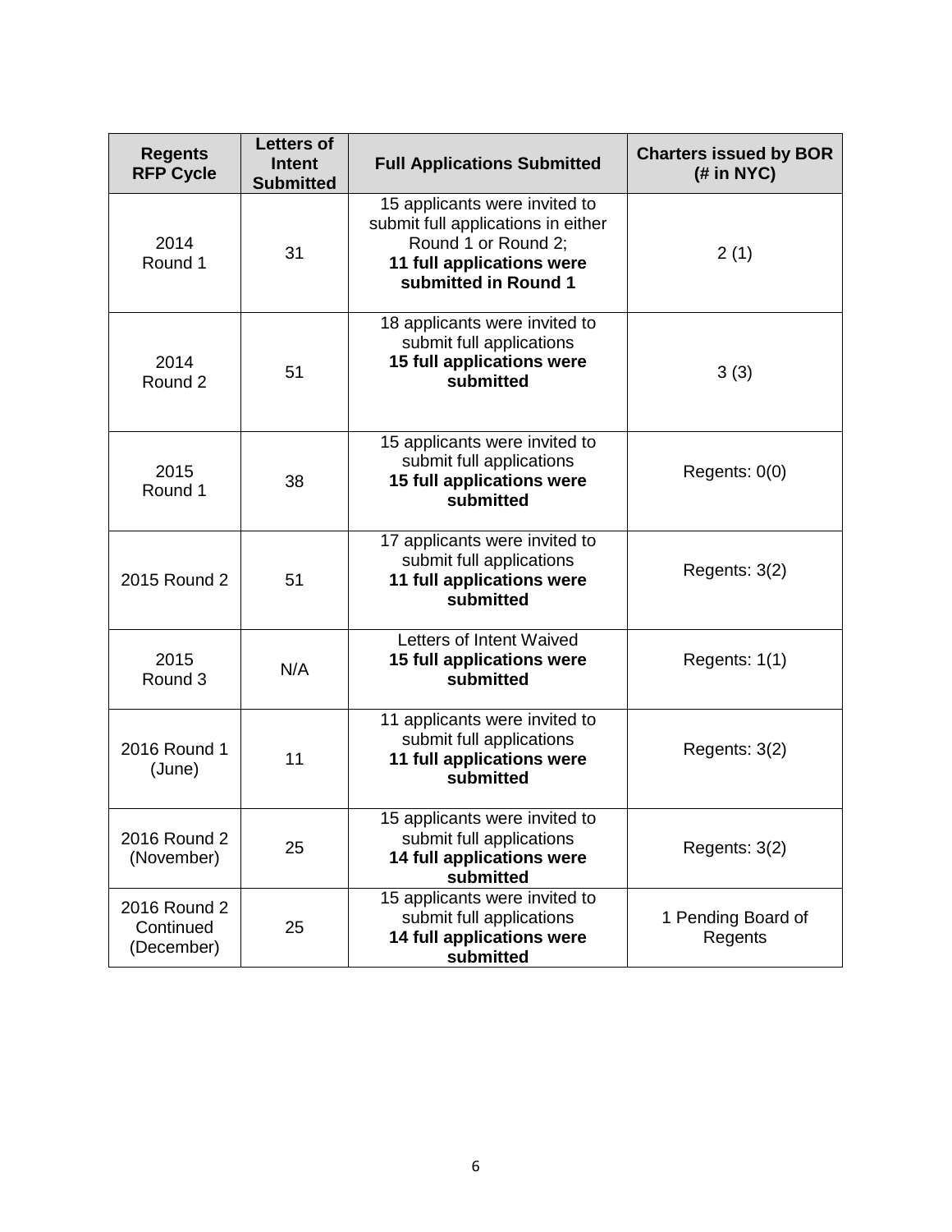| Regents RFP Cycle | Letters of Intent Submitted | Full Applications Submitted | Charters issued by BOR (# in NYC) |
|---|---|---|---|
| 2014 Round 1 | 31 | 15 applicants were invited to submit full applications in either Round 1 or Round 2; **11 full applications were submitted in Round 1** | 2 (1) |
| 2014 Round 2 | 51 | 18 applicants were invited to submit full applications **15 full applications were submitted** | 3 (3) |
| 2015 Round 1 | 38 | 15 applicants were invited to submit full applications **15 full applications were submitted** | Regents: 0(0) |
| 2015 Round 2 | 51 | 17 applicants were invited to submit full applications **11 full applications were submitted** | Regents: 3(2) |
| 2015 Round 3 | N/A | Letters of Intent Waived **15 full applications were submitted** | Regents: 1(1) |
| 2016 Round 1 (June) | 11 | 11 applicants were invited to submit full applications **11 full applications were submitted** | Regents: 3(2) |
| 2016 Round 2 (November) | 25 | 15 applicants were invited to submit full applications **14 full applications were submitted** | Regents: 3(2) |
| 2016 Round 2 Continued (December) | 25 | 15 applicants were invited to submit full applications **14 full applications were submitted** | 1 Pending Board of Regents |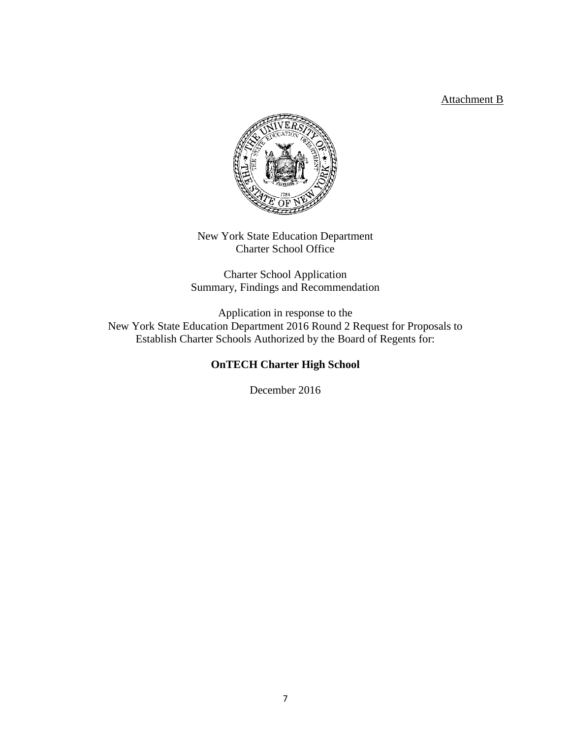Attachment B

New York State Education Department
Charter School Office

Charter School Application
Summary, Findings and Recommendation

Application in response to the
New York State Education Department 2016 Round 2 Request for Proposals to
Establish Charter Schools Authorized by the Board of Regents for:

**OnTECH Charter High School**

December 2016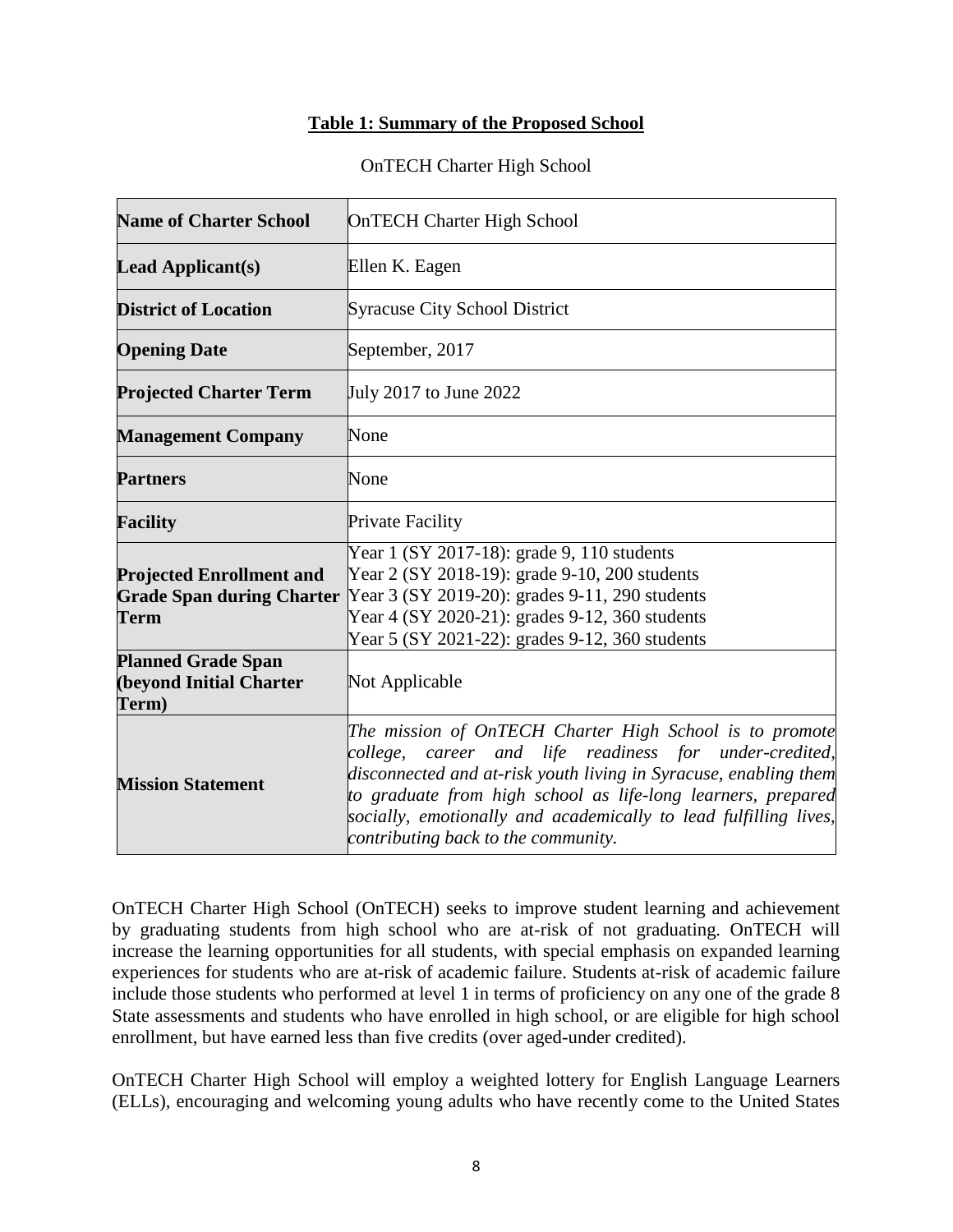## Table 1: Summary of the Proposed School

OnTECH Charter High School

| | |
|---|---|
| **Name of Charter School** | OnTECH Charter High School |
| **Lead Applicant(s)** | Ellen K. Eagen |
| **District of Location** | Syracuse City School District |
| **Opening Date** | September, 2017 |
| **Projected Charter Term** | July 2017 to June 2022 |
| **Management Company** | None |
| **Partners** | None |
| **Facility** | Private Facility |
| **Projected Enrollment and Grade Span during Charter Term** | Year 1 (SY 2017-18): grade 9, 110 students<br>Year 2 (SY 2018-19): grade 9-10, 200 students<br>Year 3 (SY 2019-20): grades 9-11, 290 students<br>Year 4 (SY 2020-21): grades 9-12, 360 students<br>Year 5 (SY 2021-22): grades 9-12, 360 students |
| **Planned Grade Span (beyond Initial Charter Term)** | Not Applicable |
| **Mission Statement** | *The mission of OnTECH Charter High School is to promote college, career and life readiness for under-credited, disconnected and at-risk youth living in Syracuse, enabling them to graduate from high school as life-long learners, prepared socially, emotionally and academically to lead fulfilling lives, contributing back to the community.* |

OnTECH Charter High School (OnTECH) seeks to improve student learning and achievement by graduating students from high school who are at-risk of not graduating. OnTECH will increase the learning opportunities for all students, with special emphasis on expanded learning experiences for students who are at-risk of academic failure. Students at-risk of academic failure include those students who performed at level 1 in terms of proficiency on any one of the grade 8 State assessments and students who have enrolled in high school, or are eligible for high school enrollment, but have earned less than five credits (over aged-under credited).

OnTECH Charter High School will employ a weighted lottery for English Language Learners (ELLs), encouraging and welcoming young adults who have recently come to the United States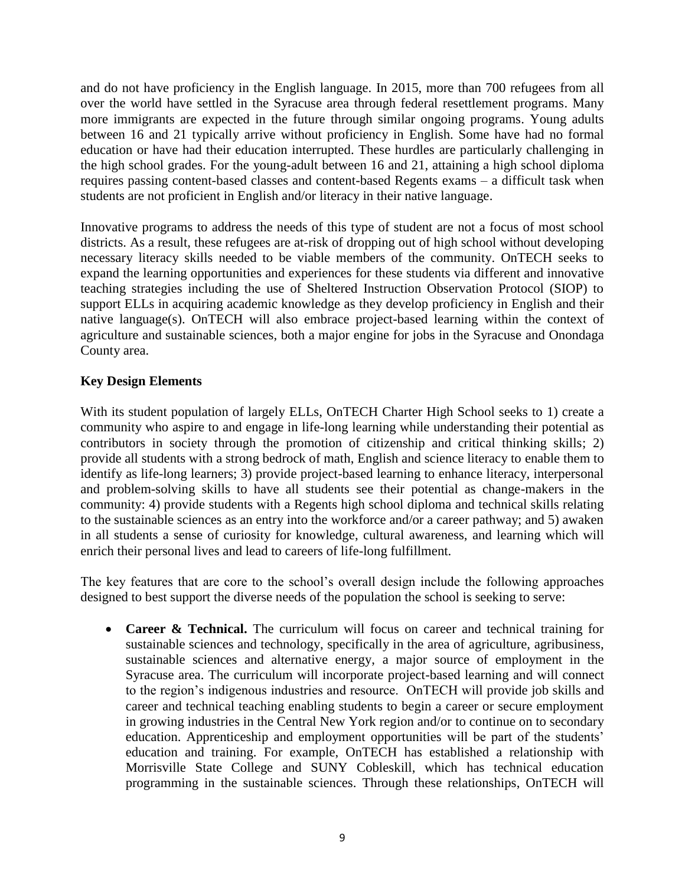and do not have proficiency in the English language. In 2015, more than 700 refugees from all over the world have settled in the Syracuse area through federal resettlement programs. Many more immigrants are expected in the future through similar ongoing programs. Young adults between 16 and 21 typically arrive without proficiency in English. Some have had no formal education or have had their education interrupted. These hurdles are particularly challenging in the high school grades. For the young-adult between 16 and 21, attaining a high school diploma requires passing content-based classes and content-based Regents exams – a difficult task when students are not proficient in English and/or literacy in their native language.

Innovative programs to address the needs of this type of student are not a focus of most school districts. As a result, these refugees are at-risk of dropping out of high school without developing necessary literacy skills needed to be viable members of the community. OnTECH seeks to expand the learning opportunities and experiences for these students via different and innovative teaching strategies including the use of Sheltered Instruction Observation Protocol (SIOP) to support ELLs in acquiring academic knowledge as they develop proficiency in English and their native language(s). OnTECH will also embrace project-based learning within the context of agriculture and sustainable sciences, both a major engine for jobs in the Syracuse and Onondaga County area.

**Key Design Elements**

With its student population of largely ELLs, OnTECH Charter High School seeks to 1) create a community who aspire to and engage in life-long learning while understanding their potential as contributors in society through the promotion of citizenship and critical thinking skills; 2) provide all students with a strong bedrock of math, English and science literacy to enable them to identify as life-long learners; 3) provide project-based learning to enhance literacy, interpersonal and problem-solving skills to have all students see their potential as change-makers in the community: 4) provide students with a Regents high school diploma and technical skills relating to the sustainable sciences as an entry into the workforce and/or a career pathway; and 5) awaken in all students a sense of curiosity for knowledge, cultural awareness, and learning which will enrich their personal lives and lead to careers of life-long fulfillment.

The key features that are core to the school's overall design include the following approaches designed to best support the diverse needs of the population the school is seeking to serve:

- **Career & Technical.** The curriculum will focus on career and technical training for sustainable sciences and technology, specifically in the area of agriculture, agribusiness, sustainable sciences and alternative energy, a major source of employment in the Syracuse area. The curriculum will incorporate project-based learning and will connect to the region's indigenous industries and resource. OnTECH will provide job skills and career and technical teaching enabling students to begin a career or secure employment in growing industries in the Central New York region and/or to continue on to secondary education. Apprenticeship and employment opportunities will be part of the students' education and training. For example, OnTECH has established a relationship with Morrisville State College and SUNY Cobleskill, which has technical education programming in the sustainable sciences. Through these relationships, OnTECH will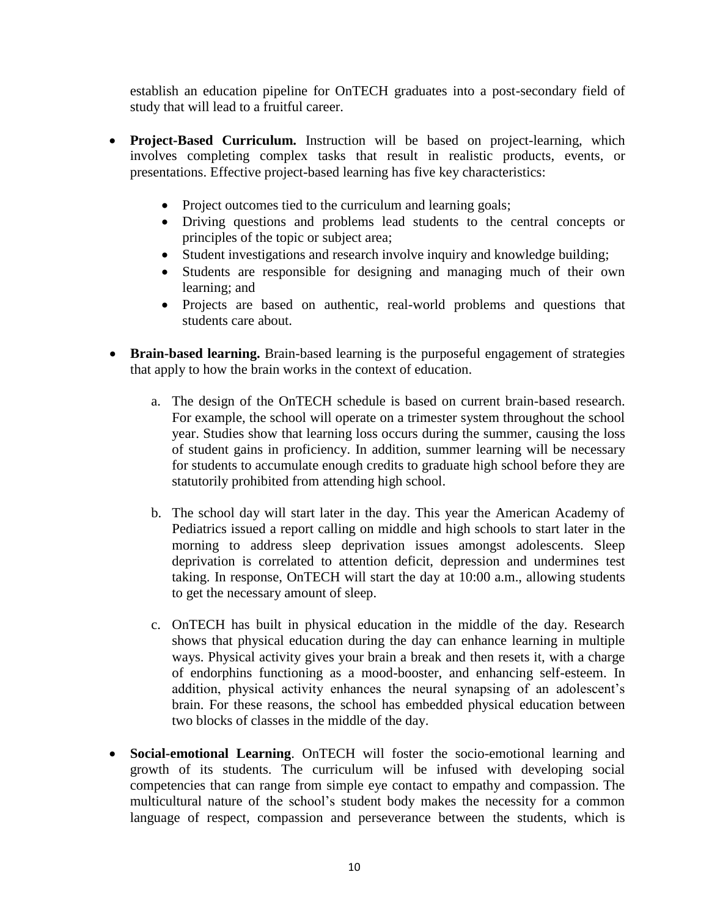establish an education pipeline for OnTECH graduates into a post-secondary field of study that will lead to a fruitful career.

- **Project-Based Curriculum.** Instruction will be based on project-learning, which involves completing complex tasks that result in realistic products, events, or presentations. Effective project-based learning has five key characteristics:

    - Project outcomes tied to the curriculum and learning goals;
    - Driving questions and problems lead students to the central concepts or principles of the topic or subject area;
    - Student investigations and research involve inquiry and knowledge building;
    - Students are responsible for designing and managing much of their own learning; and
    - Projects are based on authentic, real-world problems and questions that students care about.

- **Brain-based learning.** Brain-based learning is the purposeful engagement of strategies that apply to how the brain works in the context of education.

    a. The design of the OnTECH schedule is based on current brain-based research. For example, the school will operate on a trimester system throughout the school year. Studies show that learning loss occurs during the summer, causing the loss of student gains in proficiency. In addition, summer learning will be necessary for students to accumulate enough credits to graduate high school before they are statutorily prohibited from attending high school.

    b. The school day will start later in the day. This year the American Academy of Pediatrics issued a report calling on middle and high schools to start later in the morning to address sleep deprivation issues amongst adolescents. Sleep deprivation is correlated to attention deficit, depression and undermines test taking. In response, OnTECH will start the day at 10:00 a.m., allowing students to get the necessary amount of sleep.

    c. OnTECH has built in physical education in the middle of the day. Research shows that physical education during the day can enhance learning in multiple ways. Physical activity gives your brain a break and then resets it, with a charge of endorphins functioning as a mood-booster, and enhancing self-esteem. In addition, physical activity enhances the neural synapsing of an adolescent's brain. For these reasons, the school has embedded physical education between two blocks of classes in the middle of the day.

- **Social-emotional Learning**. OnTECH will foster the socio-emotional learning and growth of its students. The curriculum will be infused with developing social competencies that can range from simple eye contact to empathy and compassion. The multicultural nature of the school's student body makes the necessity for a common language of respect, compassion and perseverance between the students, which is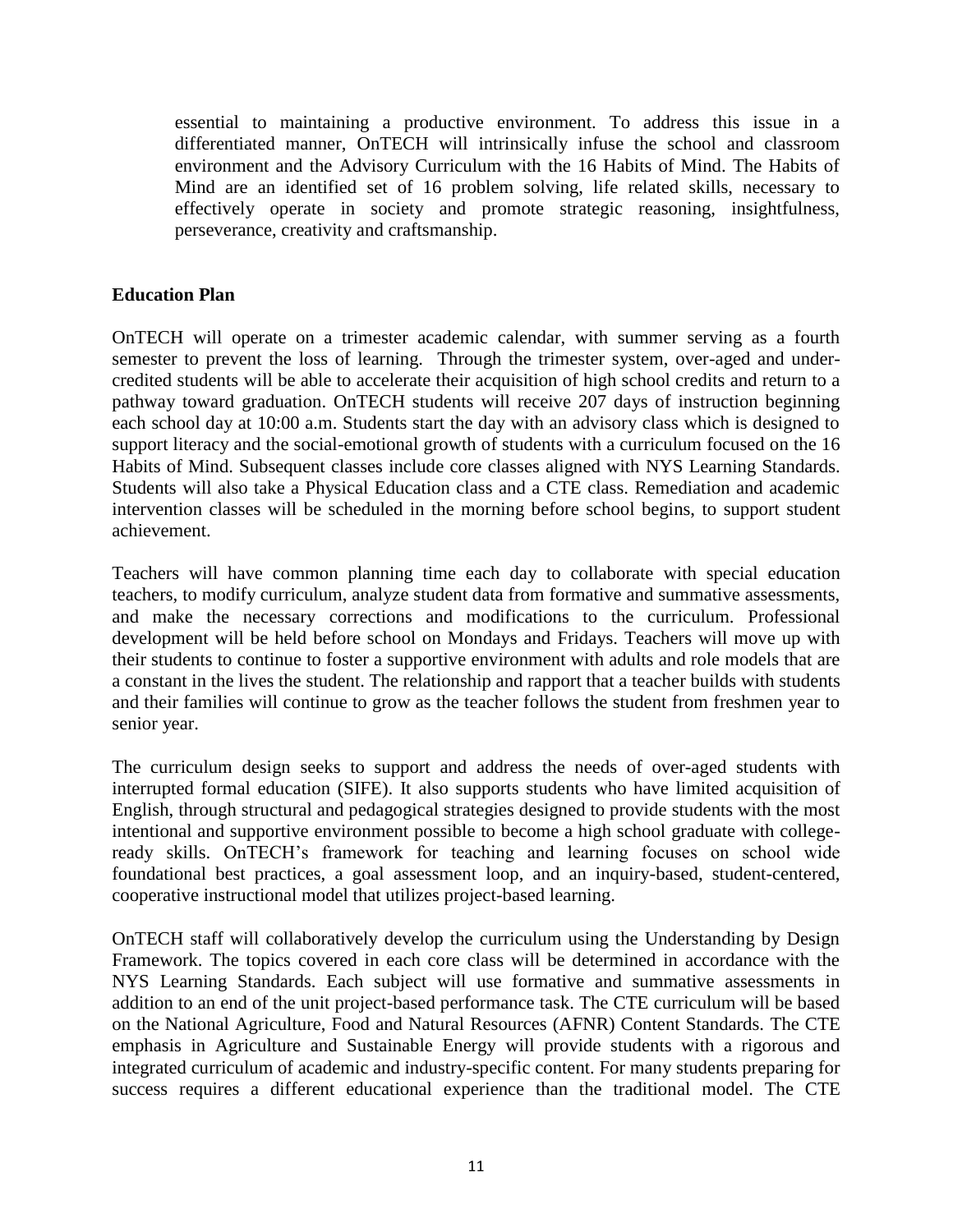essential to maintaining a productive environment. To address this issue in a differentiated manner, OnTECH will intrinsically infuse the school and classroom environment and the Advisory Curriculum with the 16 Habits of Mind. The Habits of Mind are an identified set of 16 problem solving, life related skills, necessary to effectively operate in society and promote strategic reasoning, insightfulness, perseverance, creativity and craftsmanship.

## Education Plan

OnTECH will operate on a trimester academic calendar, with summer serving as a fourth semester to prevent the loss of learning. Through the trimester system, over-aged and under-credited students will be able to accelerate their acquisition of high school credits and return to a pathway toward graduation. OnTECH students will receive 207 days of instruction beginning each school day at 10:00 a.m. Students start the day with an advisory class which is designed to support literacy and the social-emotional growth of students with a curriculum focused on the 16 Habits of Mind. Subsequent classes include core classes aligned with NYS Learning Standards. Students will also take a Physical Education class and a CTE class. Remediation and academic intervention classes will be scheduled in the morning before school begins, to support student achievement.

Teachers will have common planning time each day to collaborate with special education teachers, to modify curriculum, analyze student data from formative and summative assessments, and make the necessary corrections and modifications to the curriculum. Professional development will be held before school on Mondays and Fridays. Teachers will move up with their students to continue to foster a supportive environment with adults and role models that are a constant in the lives the student. The relationship and rapport that a teacher builds with students and their families will continue to grow as the teacher follows the student from freshmen year to senior year.

The curriculum design seeks to support and address the needs of over-aged students with interrupted formal education (SIFE). It also supports students who have limited acquisition of English, through structural and pedagogical strategies designed to provide students with the most intentional and supportive environment possible to become a high school graduate with college-ready skills. OnTECH's framework for teaching and learning focuses on school wide foundational best practices, a goal assessment loop, and an inquiry-based, student-centered, cooperative instructional model that utilizes project-based learning.

OnTECH staff will collaboratively develop the curriculum using the Understanding by Design Framework. The topics covered in each core class will be determined in accordance with the NYS Learning Standards. Each subject will use formative and summative assessments in addition to an end of the unit project-based performance task. The CTE curriculum will be based on the National Agriculture, Food and Natural Resources (AFNR) Content Standards. The CTE emphasis in Agriculture and Sustainable Energy will provide students with a rigorous and integrated curriculum of academic and industry-specific content. For many students preparing for success requires a different educational experience than the traditional model. The CTE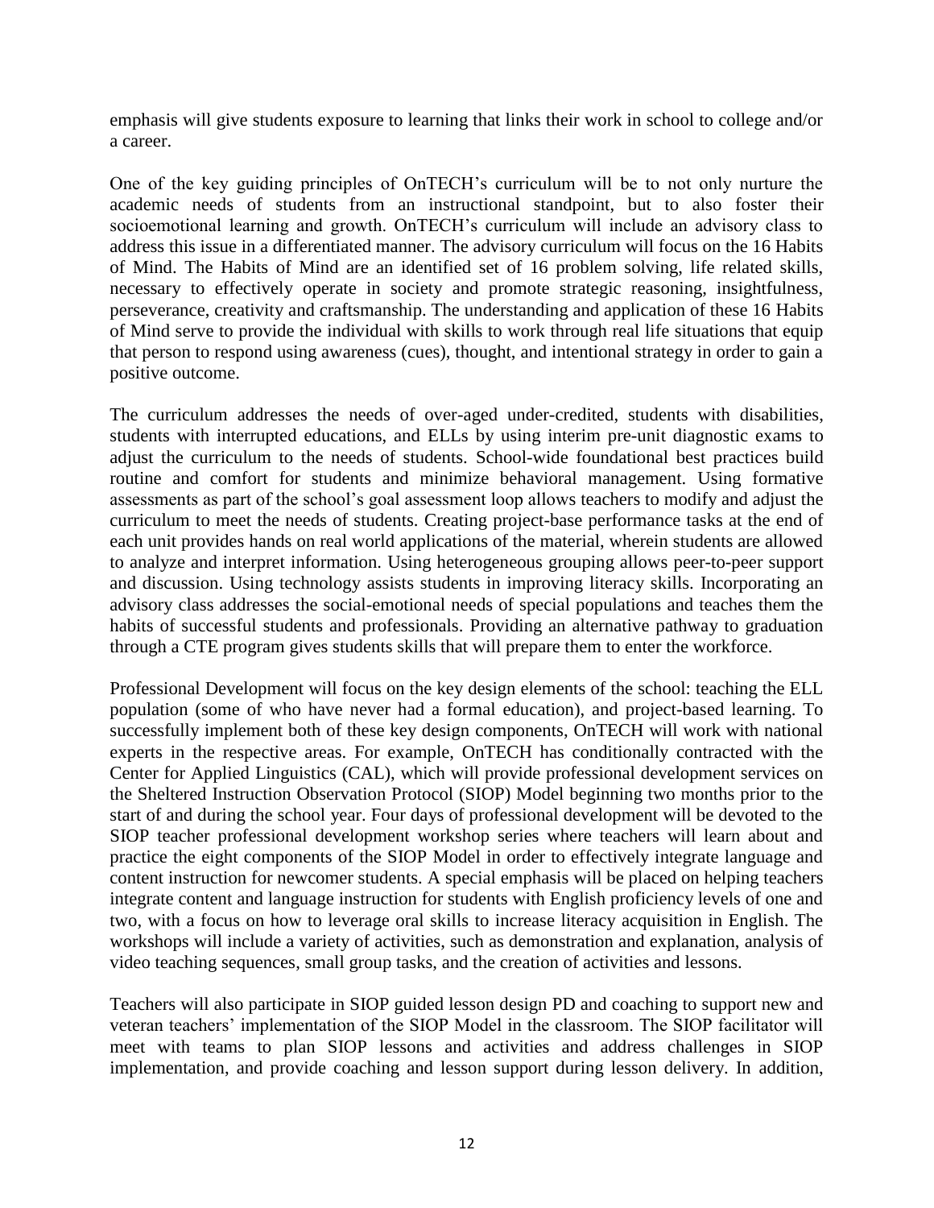emphasis will give students exposure to learning that links their work in school to college and/or a career.

One of the key guiding principles of OnTECH's curriculum will be to not only nurture the academic needs of students from an instructional standpoint, but to also foster their socioemotional learning and growth. OnTECH's curriculum will include an advisory class to address this issue in a differentiated manner. The advisory curriculum will focus on the 16 Habits of Mind. The Habits of Mind are an identified set of 16 problem solving, life related skills, necessary to effectively operate in society and promote strategic reasoning, insightfulness, perseverance, creativity and craftsmanship. The understanding and application of these 16 Habits of Mind serve to provide the individual with skills to work through real life situations that equip that person to respond using awareness (cues), thought, and intentional strategy in order to gain a positive outcome.

The curriculum addresses the needs of over-aged under-credited, students with disabilities, students with interrupted educations, and ELLs by using interim pre-unit diagnostic exams to adjust the curriculum to the needs of students. School-wide foundational best practices build routine and comfort for students and minimize behavioral management. Using formative assessments as part of the school's goal assessment loop allows teachers to modify and adjust the curriculum to meet the needs of students. Creating project-base performance tasks at the end of each unit provides hands on real world applications of the material, wherein students are allowed to analyze and interpret information. Using heterogeneous grouping allows peer-to-peer support and discussion. Using technology assists students in improving literacy skills. Incorporating an advisory class addresses the social-emotional needs of special populations and teaches them the habits of successful students and professionals. Providing an alternative pathway to graduation through a CTE program gives students skills that will prepare them to enter the workforce.

Professional Development will focus on the key design elements of the school: teaching the ELL population (some of who have never had a formal education), and project-based learning. To successfully implement both of these key design components, OnTECH will work with national experts in the respective areas. For example, OnTECH has conditionally contracted with the Center for Applied Linguistics (CAL), which will provide professional development services on the Sheltered Instruction Observation Protocol (SIOP) Model beginning two months prior to the start of and during the school year. Four days of professional development will be devoted to the SIOP teacher professional development workshop series where teachers will learn about and practice the eight components of the SIOP Model in order to effectively integrate language and content instruction for newcomer students. A special emphasis will be placed on helping teachers integrate content and language instruction for students with English proficiency levels of one and two, with a focus on how to leverage oral skills to increase literacy acquisition in English. The workshops will include a variety of activities, such as demonstration and explanation, analysis of video teaching sequences, small group tasks, and the creation of activities and lessons.

Teachers will also participate in SIOP guided lesson design PD and coaching to support new and veteran teachers' implementation of the SIOP Model in the classroom. The SIOP facilitator will meet with teams to plan SIOP lessons and activities and address challenges in SIOP implementation, and provide coaching and lesson support during lesson delivery. In addition,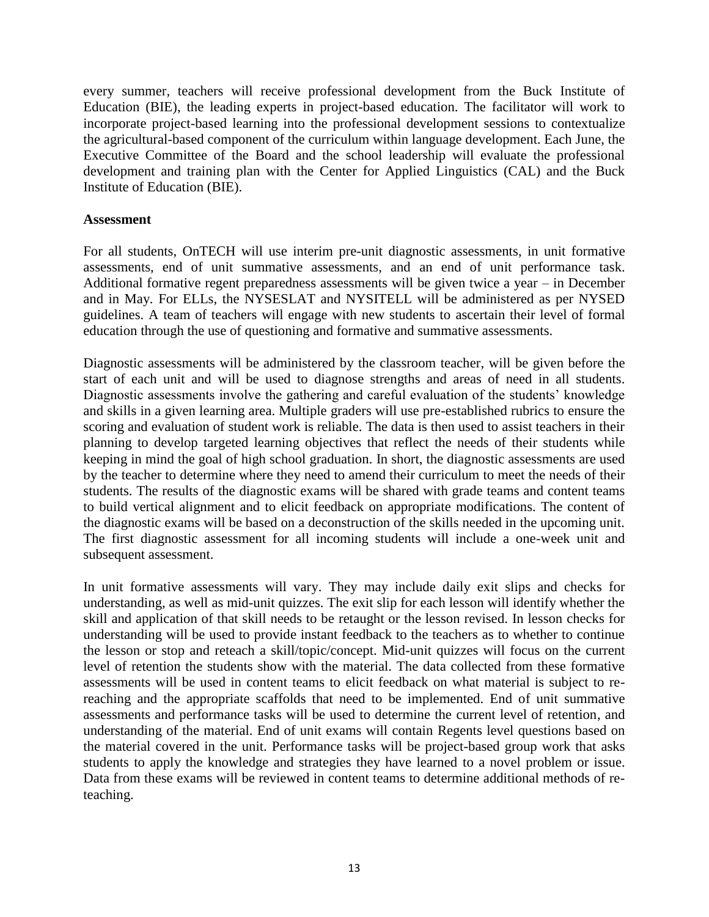every summer, teachers will receive professional development from the Buck Institute of Education (BIE), the leading experts in project-based education. The facilitator will work to incorporate project-based learning into the professional development sessions to contextualize the agricultural-based component of the curriculum within language development. Each June, the Executive Committee of the Board and the school leadership will evaluate the professional development and training plan with the Center for Applied Linguistics (CAL) and the Buck Institute of Education (BIE).

**Assessment**

For all students, OnTECH will use interim pre-unit diagnostic assessments, in unit formative assessments, end of unit summative assessments, and an end of unit performance task. Additional formative regent preparedness assessments will be given twice a year – in December and in May. For ELLs, the NYSESLAT and NYSITELL will be administered as per NYSED guidelines. A team of teachers will engage with new students to ascertain their level of formal education through the use of questioning and formative and summative assessments.

Diagnostic assessments will be administered by the classroom teacher, will be given before the start of each unit and will be used to diagnose strengths and areas of need in all students. Diagnostic assessments involve the gathering and careful evaluation of the students' knowledge and skills in a given learning area. Multiple graders will use pre-established rubrics to ensure the scoring and evaluation of student work is reliable. The data is then used to assist teachers in their planning to develop targeted learning objectives that reflect the needs of their students while keeping in mind the goal of high school graduation. In short, the diagnostic assessments are used by the teacher to determine where they need to amend their curriculum to meet the needs of their students. The results of the diagnostic exams will be shared with grade teams and content teams to build vertical alignment and to elicit feedback on appropriate modifications. The content of the diagnostic exams will be based on a deconstruction of the skills needed in the upcoming unit. The first diagnostic assessment for all incoming students will include a one-week unit and subsequent assessment.

In unit formative assessments will vary. They may include daily exit slips and checks for understanding, as well as mid-unit quizzes. The exit slip for each lesson will identify whether the skill and application of that skill needs to be retaught or the lesson revised. In lesson checks for understanding will be used to provide instant feedback to the teachers as to whether to continue the lesson or stop and reteach a skill/topic/concept. Mid-unit quizzes will focus on the current level of retention the students show with the material. The data collected from these formative assessments will be used in content teams to elicit feedback on what material is subject to re-reaching and the appropriate scaffolds that need to be implemented. End of unit summative assessments and performance tasks will be used to determine the current level of retention, and understanding of the material. End of unit exams will contain Regents level questions based on the material covered in the unit. Performance tasks will be project-based group work that asks students to apply the knowledge and strategies they have learned to a novel problem or issue. Data from these exams will be reviewed in content teams to determine additional methods of re-teaching.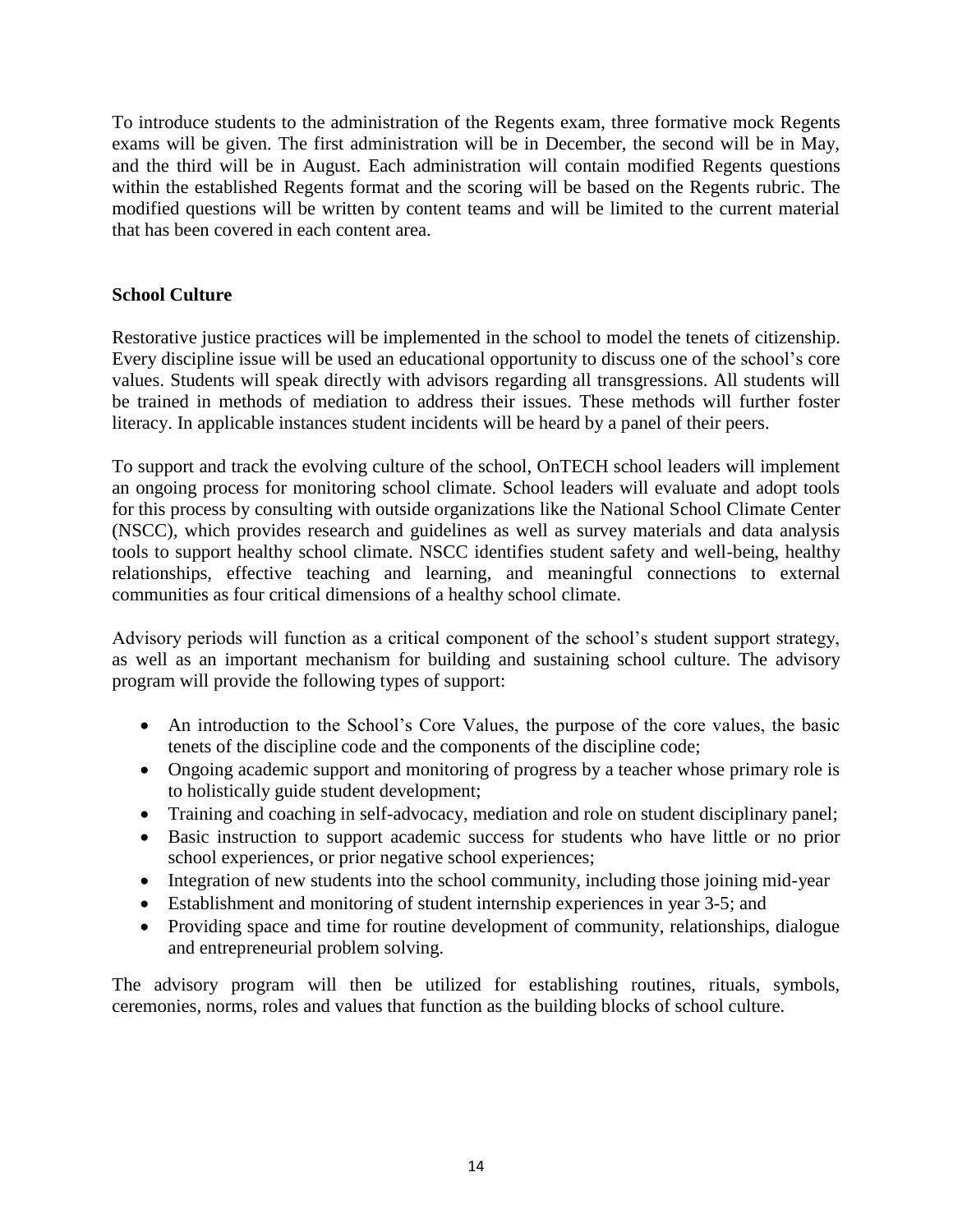To introduce students to the administration of the Regents exam, three formative mock Regents exams will be given. The first administration will be in December, the second will be in May, and the third will be in August. Each administration will contain modified Regents questions within the established Regents format and the scoring will be based on the Regents rubric. The modified questions will be written by content teams and will be limited to the current material that has been covered in each content area.

**School Culture**

Restorative justice practices will be implemented in the school to model the tenets of citizenship. Every discipline issue will be used an educational opportunity to discuss one of the school's core values. Students will speak directly with advisors regarding all transgressions. All students will be trained in methods of mediation to address their issues. These methods will further foster literacy. In applicable instances student incidents will be heard by a panel of their peers.

To support and track the evolving culture of the school, OnTECH school leaders will implement an ongoing process for monitoring school climate. School leaders will evaluate and adopt tools for this process by consulting with outside organizations like the National School Climate Center (NSCC), which provides research and guidelines as well as survey materials and data analysis tools to support healthy school climate. NSCC identifies student safety and well-being, healthy relationships, effective teaching and learning, and meaningful connections to external communities as four critical dimensions of a healthy school climate.

Advisory periods will function as a critical component of the school's student support strategy, as well as an important mechanism for building and sustaining school culture. The advisory program will provide the following types of support:

- An introduction to the School's Core Values, the purpose of the core values, the basic tenets of the discipline code and the components of the discipline code;
- Ongoing academic support and monitoring of progress by a teacher whose primary role is to holistically guide student development;
- Training and coaching in self-advocacy, mediation and role on student disciplinary panel;
- Basic instruction to support academic success for students who have little or no prior school experiences, or prior negative school experiences;
- Integration of new students into the school community, including those joining mid-year
- Establishment and monitoring of student internship experiences in year 3-5; and
- Providing space and time for routine development of community, relationships, dialogue and entrepreneurial problem solving.

The advisory program will then be utilized for establishing routines, rituals, symbols, ceremonies, norms, roles and values that function as the building blocks of school culture.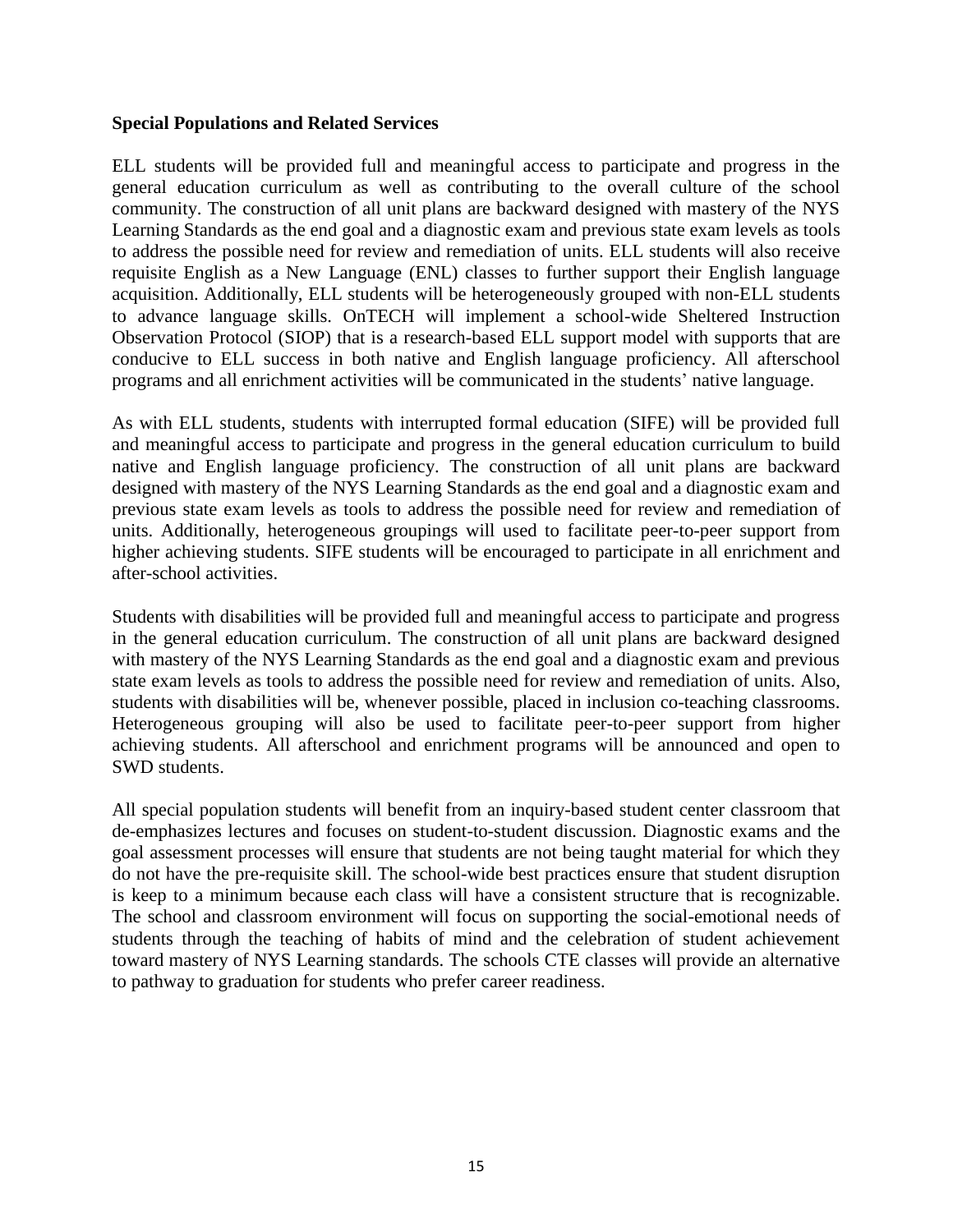**Special Populations and Related Services**

ELL students will be provided full and meaningful access to participate and progress in the general education curriculum as well as contributing to the overall culture of the school community. The construction of all unit plans are backward designed with mastery of the NYS Learning Standards as the end goal and a diagnostic exam and previous state exam levels as tools to address the possible need for review and remediation of units. ELL students will also receive requisite English as a New Language (ENL) classes to further support their English language acquisition. Additionally, ELL students will be heterogeneously grouped with non-ELL students to advance language skills. OnTECH will implement a school-wide Sheltered Instruction Observation Protocol (SIOP) that is a research-based ELL support model with supports that are conducive to ELL success in both native and English language proficiency. All afterschool programs and all enrichment activities will be communicated in the students' native language.

As with ELL students, students with interrupted formal education (SIFE) will be provided full and meaningful access to participate and progress in the general education curriculum to build native and English language proficiency. The construction of all unit plans are backward designed with mastery of the NYS Learning Standards as the end goal and a diagnostic exam and previous state exam levels as tools to address the possible need for review and remediation of units. Additionally, heterogeneous groupings will used to facilitate peer-to-peer support from higher achieving students. SIFE students will be encouraged to participate in all enrichment and after-school activities.

Students with disabilities will be provided full and meaningful access to participate and progress in the general education curriculum. The construction of all unit plans are backward designed with mastery of the NYS Learning Standards as the end goal and a diagnostic exam and previous state exam levels as tools to address the possible need for review and remediation of units. Also, students with disabilities will be, whenever possible, placed in inclusion co-teaching classrooms. Heterogeneous grouping will also be used to facilitate peer-to-peer support from higher achieving students. All afterschool and enrichment programs will be announced and open to SWD students.

All special population students will benefit from an inquiry-based student center classroom that de-emphasizes lectures and focuses on student-to-student discussion. Diagnostic exams and the goal assessment processes will ensure that students are not being taught material for which they do not have the pre-requisite skill. The school-wide best practices ensure that student disruption is keep to a minimum because each class will have a consistent structure that is recognizable. The school and classroom environment will focus on supporting the social-emotional needs of students through the teaching of habits of mind and the celebration of student achievement toward mastery of NYS Learning standards. The schools CTE classes will provide an alternative to pathway to graduation for students who prefer career readiness.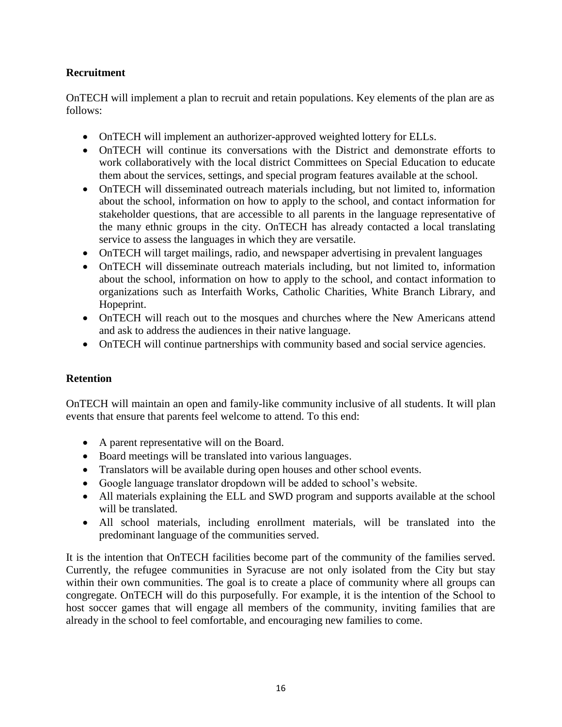**Recruitment**

OnTECH will implement a plan to recruit and retain populations. Key elements of the plan are as follows:

- OnTECH will implement an authorizer-approved weighted lottery for ELLs.
- OnTECH will continue its conversations with the District and demonstrate efforts to work collaboratively with the local district Committees on Special Education to educate them about the services, settings, and special program features available at the school.
- OnTECH will disseminated outreach materials including, but not limited to, information about the school, information on how to apply to the school, and contact information for stakeholder questions, that are accessible to all parents in the language representative of the many ethnic groups in the city. OnTECH has already contacted a local translating service to assess the languages in which they are versatile.
- OnTECH will target mailings, radio, and newspaper advertising in prevalent languages
- OnTECH will disseminate outreach materials including, but not limited to, information about the school, information on how to apply to the school, and contact information to organizations such as Interfaith Works, Catholic Charities, White Branch Library, and Hopeprint.
- OnTECH will reach out to the mosques and churches where the New Americans attend and ask to address the audiences in their native language.
- OnTECH will continue partnerships with community based and social service agencies.

**Retention**

OnTECH will maintain an open and family-like community inclusive of all students. It will plan events that ensure that parents feel welcome to attend. To this end:

- A parent representative will on the Board.
- Board meetings will be translated into various languages.
- Translators will be available during open houses and other school events.
- Google language translator dropdown will be added to school's website.
- All materials explaining the ELL and SWD program and supports available at the school will be translated.
- All school materials, including enrollment materials, will be translated into the predominant language of the communities served.

It is the intention that OnTECH facilities become part of the community of the families served. Currently, the refugee communities in Syracuse are not only isolated from the City but stay within their own communities. The goal is to create a place of community where all groups can congregate. OnTECH will do this purposefully. For example, it is the intention of the School to host soccer games that will engage all members of the community, inviting families that are already in the school to feel comfortable, and encouraging new families to come.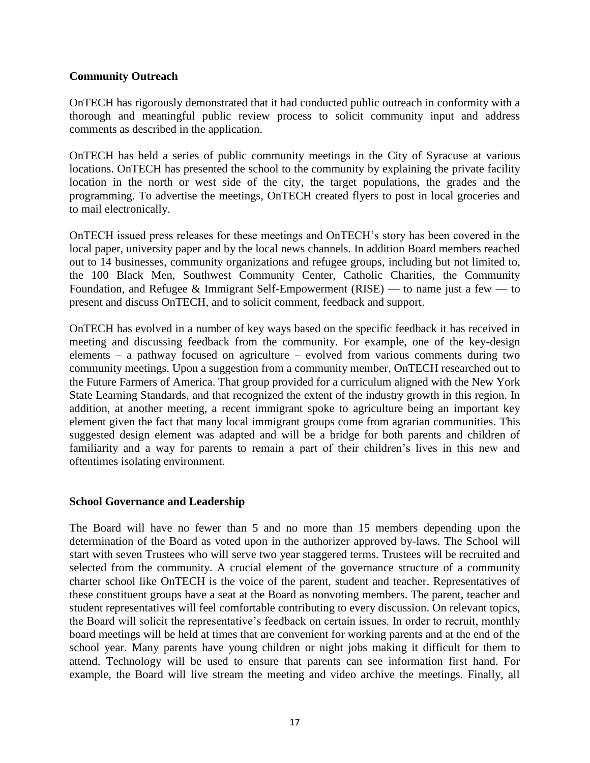**Community Outreach**

OnTECH has rigorously demonstrated that it had conducted public outreach in conformity with a thorough and meaningful public review process to solicit community input and address comments as described in the application.

OnTECH has held a series of public community meetings in the City of Syracuse at various locations. OnTECH has presented the school to the community by explaining the private facility location in the north or west side of the city, the target populations, the grades and the programming. To advertise the meetings, OnTECH created flyers to post in local groceries and to mail electronically.

OnTECH issued press releases for these meetings and OnTECH's story has been covered in the local paper, university paper and by the local news channels. In addition Board members reached out to 14 businesses, community organizations and refugee groups, including but not limited to, the 100 Black Men, Southwest Community Center, Catholic Charities, the Community Foundation, and Refugee & Immigrant Self-Empowerment (RISE) — to name just a few — to present and discuss OnTECH, and to solicit comment, feedback and support.

OnTECH has evolved in a number of key ways based on the specific feedback it has received in meeting and discussing feedback from the community. For example, one of the key-design elements – a pathway focused on agriculture – evolved from various comments during two community meetings. Upon a suggestion from a community member, OnTECH researched out to the Future Farmers of America. That group provided for a curriculum aligned with the New York State Learning Standards, and that recognized the extent of the industry growth in this region. In addition, at another meeting, a recent immigrant spoke to agriculture being an important key element given the fact that many local immigrant groups come from agrarian communities. This suggested design element was adapted and will be a bridge for both parents and children of familiarity and a way for parents to remain a part of their children's lives in this new and oftentimes isolating environment.

**School Governance and Leadership**

The Board will have no fewer than 5 and no more than 15 members depending upon the determination of the Board as voted upon in the authorizer approved by-laws. The School will start with seven Trustees who will serve two year staggered terms. Trustees will be recruited and selected from the community. A crucial element of the governance structure of a community charter school like OnTECH is the voice of the parent, student and teacher. Representatives of these constituent groups have a seat at the Board as nonvoting members. The parent, teacher and student representatives will feel comfortable contributing to every discussion. On relevant topics, the Board will solicit the representative's feedback on certain issues. In order to recruit, monthly board meetings will be held at times that are convenient for working parents and at the end of the school year. Many parents have young children or night jobs making it difficult for them to attend. Technology will be used to ensure that parents can see information first hand. For example, the Board will live stream the meeting and video archive the meetings. Finally, all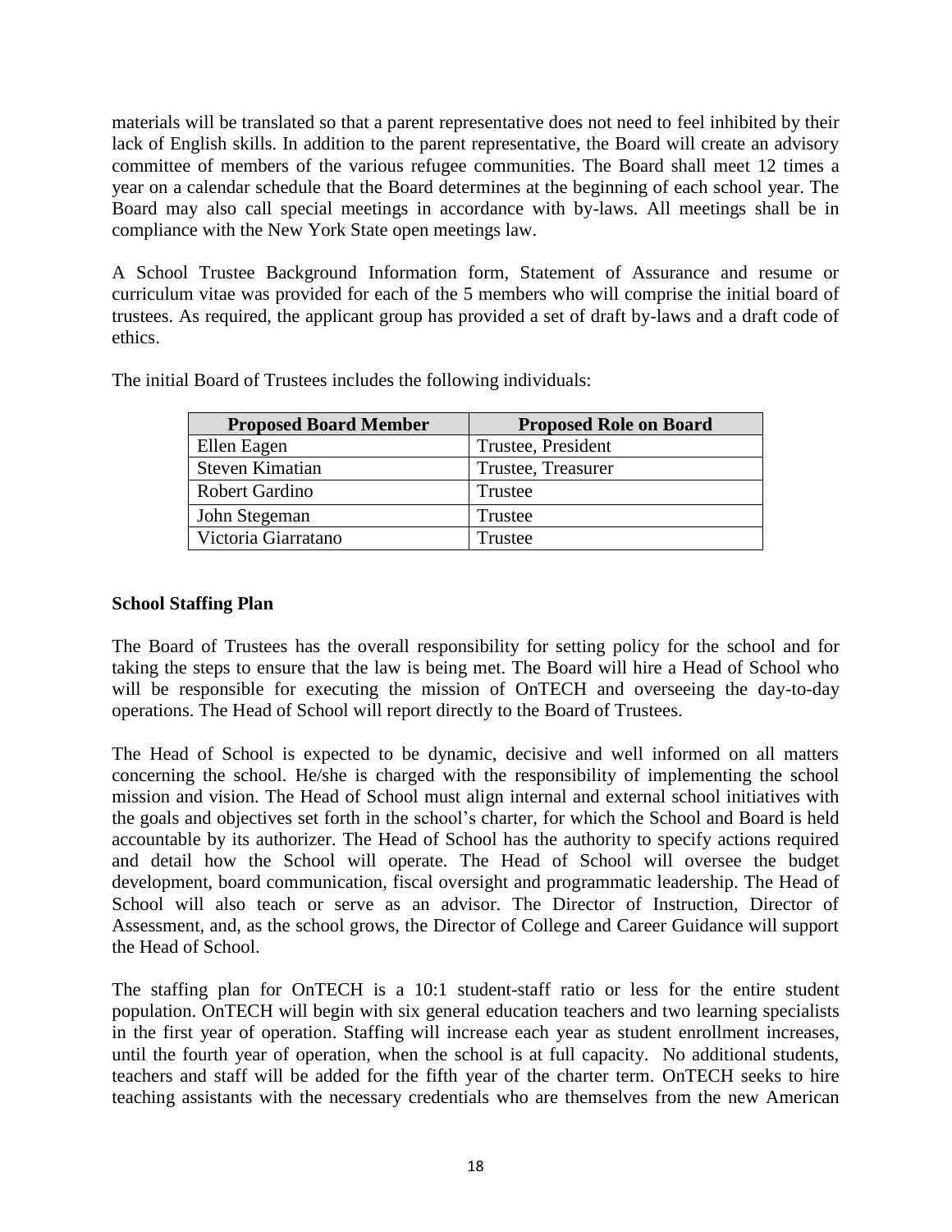materials will be translated so that a parent representative does not need to feel inhibited by their lack of English skills. In addition to the parent representative, the Board will create an advisory committee of members of the various refugee communities. The Board shall meet 12 times a year on a calendar schedule that the Board determines at the beginning of each school year. The Board may also call special meetings in accordance with by-laws. All meetings shall be in compliance with the New York State open meetings law.

A School Trustee Background Information form, Statement of Assurance and resume or curriculum vitae was provided for each of the 5 members who will comprise the initial board of trustees. As required, the applicant group has provided a set of draft by-laws and a draft code of ethics.

The initial Board of Trustees includes the following individuals:

| Proposed Board Member | Proposed Role on Board |
|---|---|
| Ellen Eagen | Trustee, President |
| Steven Kimatian | Trustee, Treasurer |
| Robert Gardino | Trustee |
| John Stegeman | Trustee |
| Victoria Giarratano | Trustee |

**School Staffing Plan**

The Board of Trustees has the overall responsibility for setting policy for the school and for taking the steps to ensure that the law is being met. The Board will hire a Head of School who will be responsible for executing the mission of OnTECH and overseeing the day-to-day operations. The Head of School will report directly to the Board of Trustees.

The Head of School is expected to be dynamic, decisive and well informed on all matters concerning the school. He/she is charged with the responsibility of implementing the school mission and vision. The Head of School must align internal and external school initiatives with the goals and objectives set forth in the school's charter, for which the School and Board is held accountable by its authorizer. The Head of School has the authority to specify actions required and detail how the School will operate. The Head of School will oversee the budget development, board communication, fiscal oversight and programmatic leadership. The Head of School will also teach or serve as an advisor. The Director of Instruction, Director of Assessment, and, as the school grows, the Director of College and Career Guidance will support the Head of School.

The staffing plan for OnTECH is a 10:1 student-staff ratio or less for the entire student population. OnTECH will begin with six general education teachers and two learning specialists in the first year of operation. Staffing will increase each year as student enrollment increases, until the fourth year of operation, when the school is at full capacity. No additional students, teachers and staff will be added for the fifth year of the charter term. OnTECH seeks to hire teaching assistants with the necessary credentials who are themselves from the new American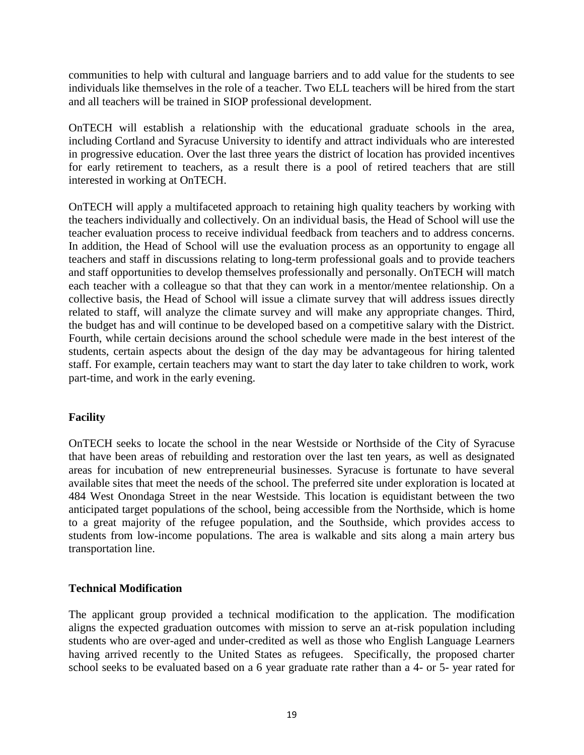communities to help with cultural and language barriers and to add value for the students to see individuals like themselves in the role of a teacher. Two ELL teachers will be hired from the start and all teachers will be trained in SIOP professional development.

OnTECH will establish a relationship with the educational graduate schools in the area, including Cortland and Syracuse University to identify and attract individuals who are interested in progressive education. Over the last three years the district of location has provided incentives for early retirement to teachers, as a result there is a pool of retired teachers that are still interested in working at OnTECH.

OnTECH will apply a multifaceted approach to retaining high quality teachers by working with the teachers individually and collectively. On an individual basis, the Head of School will use the teacher evaluation process to receive individual feedback from teachers and to address concerns. In addition, the Head of School will use the evaluation process as an opportunity to engage all teachers and staff in discussions relating to long-term professional goals and to provide teachers and staff opportunities to develop themselves professionally and personally. OnTECH will match each teacher with a colleague so that that they can work in a mentor/mentee relationship. On a collective basis, the Head of School will issue a climate survey that will address issues directly related to staff, will analyze the climate survey and will make any appropriate changes. Third, the budget has and will continue to be developed based on a competitive salary with the District. Fourth, while certain decisions around the school schedule were made in the best interest of the students, certain aspects about the design of the day may be advantageous for hiring talented staff. For example, certain teachers may want to start the day later to take children to work, work part-time, and work in the early evening.

**Facility**

OnTECH seeks to locate the school in the near Westside or Northside of the City of Syracuse that have been areas of rebuilding and restoration over the last ten years, as well as designated areas for incubation of new entrepreneurial businesses. Syracuse is fortunate to have several available sites that meet the needs of the school. The preferred site under exploration is located at 484 West Onondaga Street in the near Westside. This location is equidistant between the two anticipated target populations of the school, being accessible from the Northside, which is home to a great majority of the refugee population, and the Southside, which provides access to students from low-income populations. The area is walkable and sits along a main artery bus transportation line.

**Technical Modification**

The applicant group provided a technical modification to the application. The modification aligns the expected graduation outcomes with mission to serve an at-risk population including students who are over-aged and under-credited as well as those who English Language Learners having arrived recently to the United States as refugees. Specifically, the proposed charter school seeks to be evaluated based on a 6 year graduate rate rather than a 4- or 5- year rated for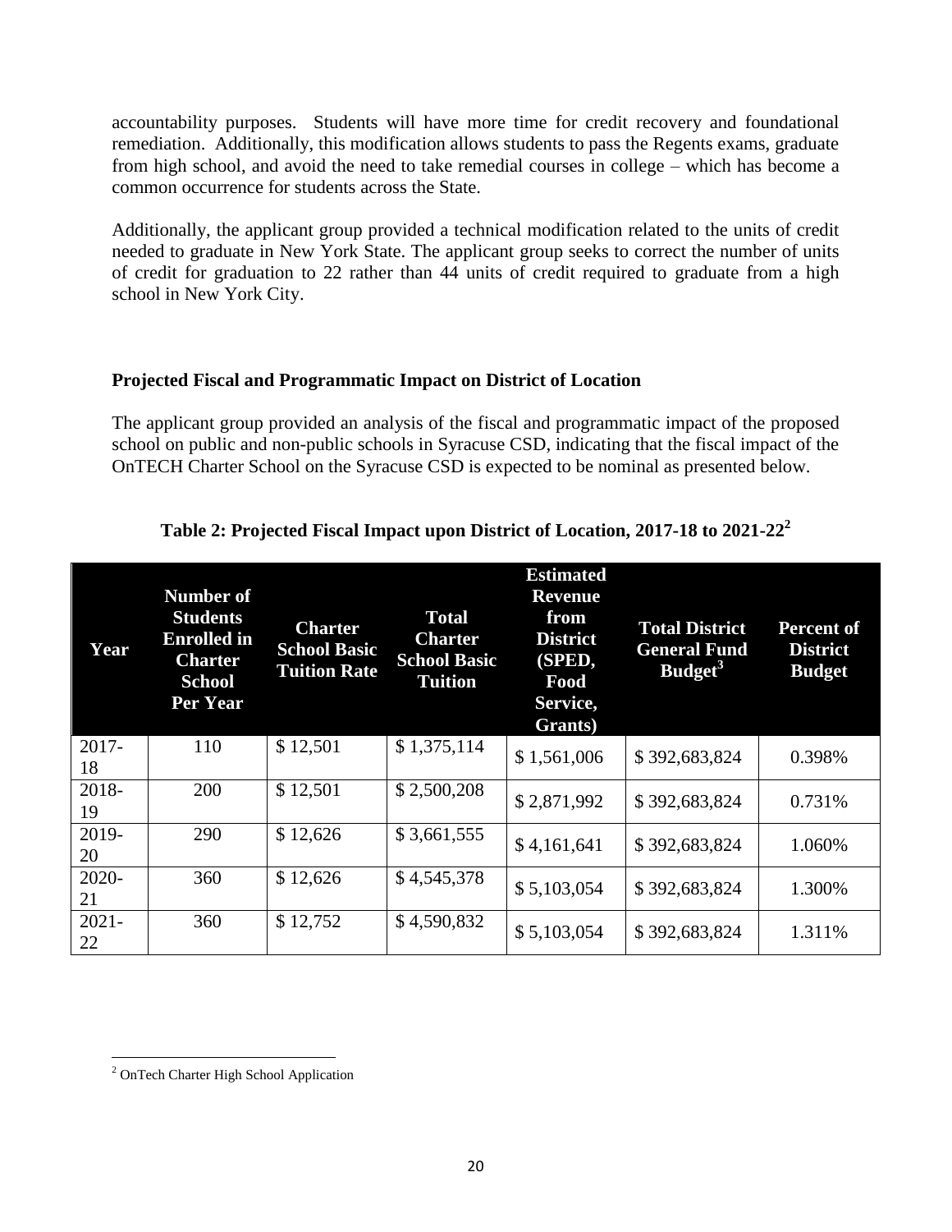accountability purposes. Students will have more time for credit recovery and foundational remediation. Additionally, this modification allows students to pass the Regents exams, graduate from high school, and avoid the need to take remedial courses in college – which has become a common occurrence for students across the State.

Additionally, the applicant group provided a technical modification related to the units of credit needed to graduate in New York State. The applicant group seeks to correct the number of units of credit for graduation to 22 rather than 44 units of credit required to graduate from a high school in New York City.

**Projected Fiscal and Programmatic Impact on District of Location**

The applicant group provided an analysis of the fiscal and programmatic impact of the proposed school on public and non-public schools in Syracuse CSD, indicating that the fiscal impact of the OnTECH Charter School on the Syracuse CSD is expected to be nominal as presented below.

**Table 2: Projected Fiscal Impact upon District of Location, 2017-18 to 2021-22[2]**

| Year | Number of Students Enrolled in Charter School Per Year | Charter School Basic Tuition Rate | Total Charter School Basic Tuition | Estimated Revenue from District (SPED, Food Service, Grants) | Total District General Fund Budget[3] | Percent of District Budget |
|---|---|---|---|---|---|---|
| 2017-18 | 110 | $ 12,501 | $ 1,375,114 | $ 1,561,006 | $ 392,683,824 | 0.398% |
| 2018-19 | 200 | $ 12,501 | $ 2,500,208 | $ 2,871,992 | $ 392,683,824 | 0.731% |
| 2019-20 | 290 | $ 12,626 | $ 3,661,555 | $ 4,161,641 | $ 392,683,824 | 1.060% |
| 2020-21 | 360 | $ 12,626 | $ 4,545,378 | $ 5,103,054 | $ 392,683,824 | 1.300% |
| 2021-22 | 360 | $ 12,752 | $ 4,590,832 | $ 5,103,054 | $ 392,683,824 | 1.311% |

[2] OnTech Charter High School Application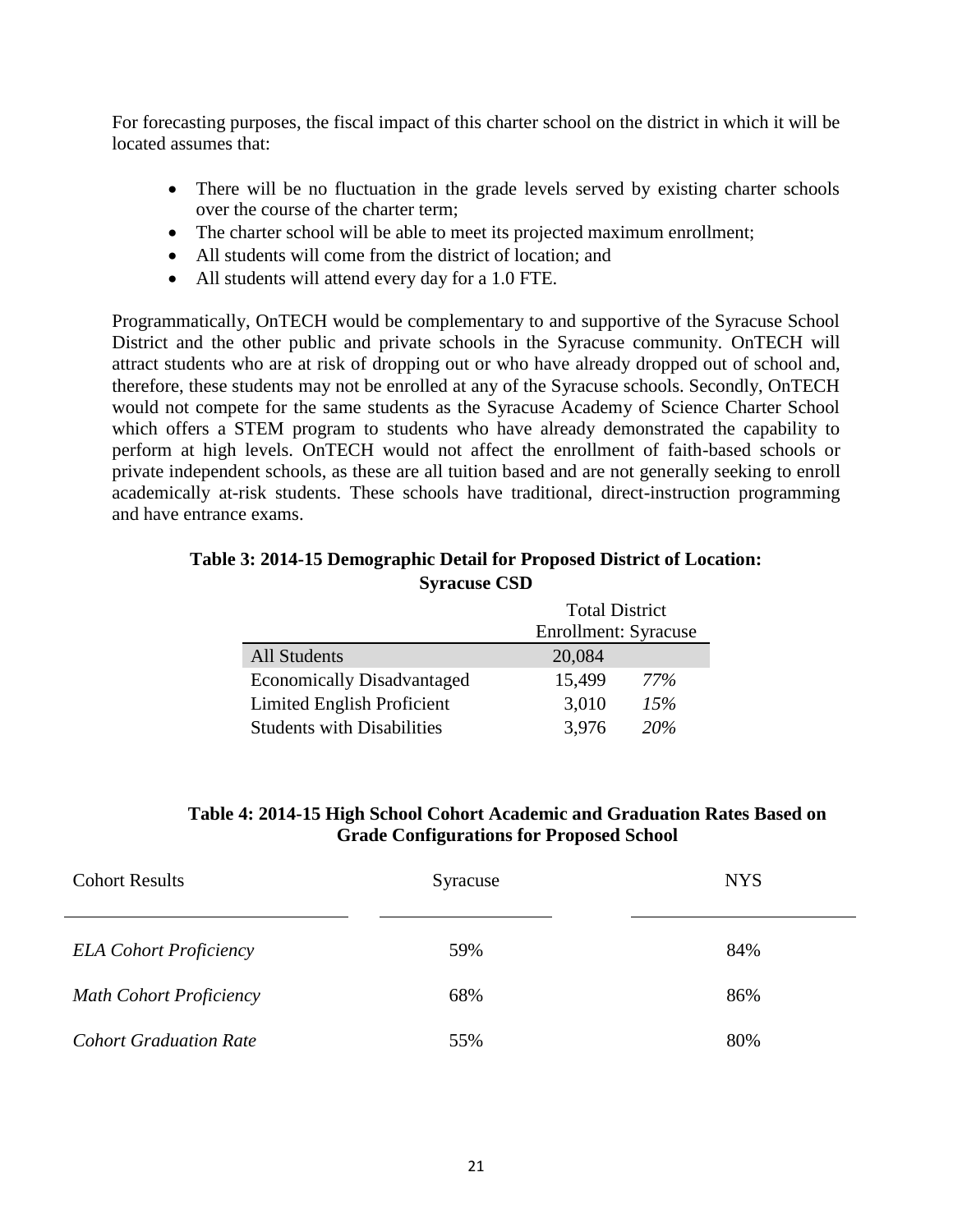For forecasting purposes, the fiscal impact of this charter school on the district in which it will be located assumes that:

- There will be no fluctuation in the grade levels served by existing charter schools over the course of the charter term;
- The charter school will be able to meet its projected maximum enrollment;
- All students will come from the district of location; and
- All students will attend every day for a 1.0 FTE.

Programmatically, OnTECH would be complementary to and supportive of the Syracuse School District and the other public and private schools in the Syracuse community. OnTECH will attract students who are at risk of dropping out or who have already dropped out of school and, therefore, these students may not be enrolled at any of the Syracuse schools. Secondly, OnTECH would not compete for the same students as the Syracuse Academy of Science Charter School which offers a STEM program to students who have already demonstrated the capability to perform at high levels. OnTECH would not affect the enrollment of faith-based schools or private independent schools, as these are all tuition based and are not generally seeking to enroll academically at-risk students. These schools have traditional, direct-instruction programming and have entrance exams.

**Table 3: 2014-15 Demographic Detail for Proposed District of Location: Syracuse CSD**

| | Total District Enrollment: Syracuse | |
|---|---|---|
| All Students | 20,084 | |
| Economically Disadvantaged | 15,499 | *77%* |
| Limited English Proficient | 3,010 | *15%* |
| Students with Disabilities | 3,976 | *20%* |

**Table 4: 2014-15 High School Cohort Academic and Graduation Rates Based on Grade Configurations for Proposed School**

| Cohort Results | Syracuse | NYS |
|---|---|---|
| *ELA Cohort Proficiency* | 59% | 84% |
| *Math Cohort Proficiency* | 68% | 86% |
| *Cohort Graduation Rate* | 55% | 80% |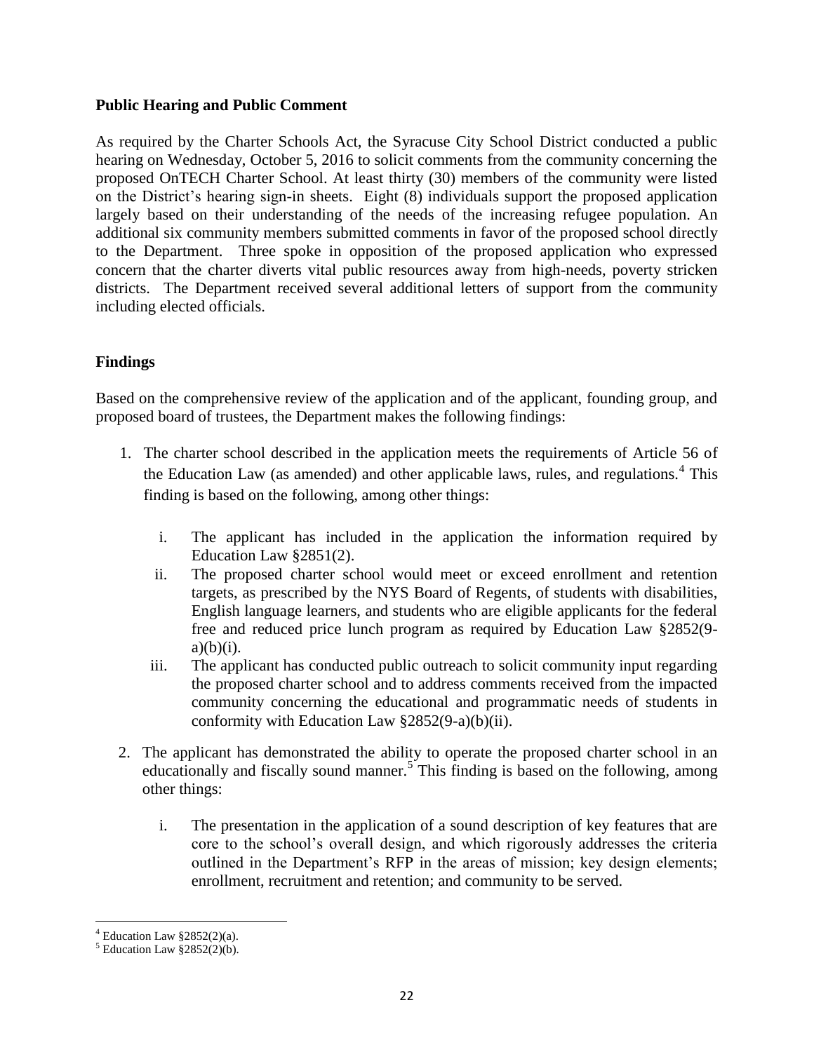**Public Hearing and Public Comment**

As required by the Charter Schools Act, the Syracuse City School District conducted a public hearing on Wednesday, October 5, 2016 to solicit comments from the community concerning the proposed OnTECH Charter School. At least thirty (30) members of the community were listed on the District's hearing sign-in sheets. Eight (8) individuals support the proposed application largely based on their understanding of the needs of the increasing refugee population. An additional six community members submitted comments in favor of the proposed school directly to the Department. Three spoke in opposition of the proposed application who expressed concern that the charter diverts vital public resources away from high-needs, poverty stricken districts. The Department received several additional letters of support from the community including elected officials.

**Findings**

Based on the comprehensive review of the application and of the applicant, founding group, and proposed board of trustees, the Department makes the following findings:

1. The charter school described in the application meets the requirements of Article 56 of the Education Law (as amended) and other applicable laws, rules, and regulations.[4] This finding is based on the following, among other things:

   i. The applicant has included in the application the information required by Education Law §2851(2).

   ii. The proposed charter school would meet or exceed enrollment and retention targets, as prescribed by the NYS Board of Regents, of students with disabilities, English language learners, and students who are eligible applicants for the federal free and reduced price lunch program as required by Education Law §2852(9-a)(b)(i).

   iii. The applicant has conducted public outreach to solicit community input regarding the proposed charter school and to address comments received from the impacted community concerning the educational and programmatic needs of students in conformity with Education Law §2852(9-a)(b)(ii).

2. The applicant has demonstrated the ability to operate the proposed charter school in an educationally and fiscally sound manner.[5] This finding is based on the following, among other things:

   i. The presentation in the application of a sound description of key features that are core to the school's overall design, and which rigorously addresses the criteria outlined in the Department's RFP in the areas of mission; key design elements; enrollment, recruitment and retention; and community to be served.

---

[4] Education Law §2852(2)(a).

[5] Education Law §2852(2)(b).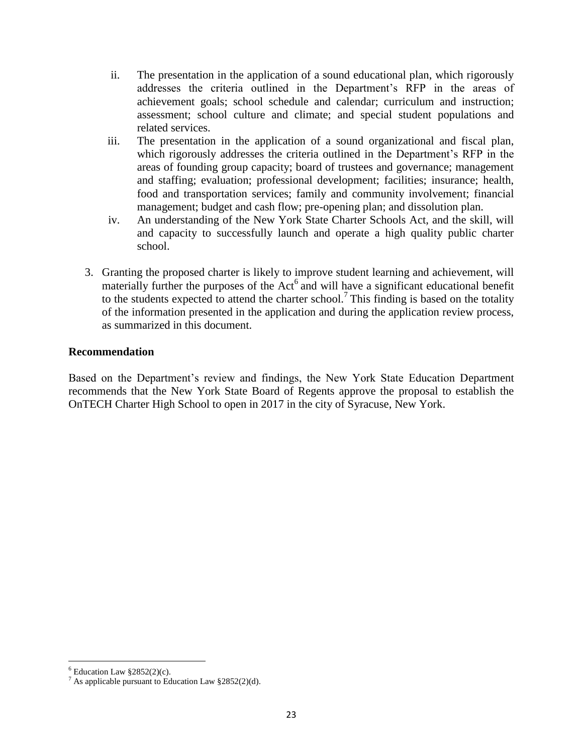ii. The presentation in the application of a sound educational plan, which rigorously addresses the criteria outlined in the Department's RFP in the areas of achievement goals; school schedule and calendar; curriculum and instruction; assessment; school culture and climate; and special student populations and related services.

iii. The presentation in the application of a sound organizational and fiscal plan, which rigorously addresses the criteria outlined in the Department's RFP in the areas of founding group capacity; board of trustees and governance; management and staffing; evaluation; professional development; facilities; insurance; health, food and transportation services; family and community involvement; financial management; budget and cash flow; pre-opening plan; and dissolution plan.

iv. An understanding of the New York State Charter Schools Act, and the skill, will and capacity to successfully launch and operate a high quality public charter school.

3. Granting the proposed charter is likely to improve student learning and achievement, will materially further the purposes of the Act[6] and will have a significant educational benefit to the students expected to attend the charter school.[7] This finding is based on the totality of the information presented in the application and during the application review process, as summarized in this document.

**Recommendation**

Based on the Department's review and findings, the New York State Education Department recommends that the New York State Board of Regents approve the proposal to establish the OnTECH Charter High School to open in 2017 in the city of Syracuse, New York.

[6] Education Law §2852(2)(c).

[7] As applicable pursuant to Education Law §2852(2)(d).